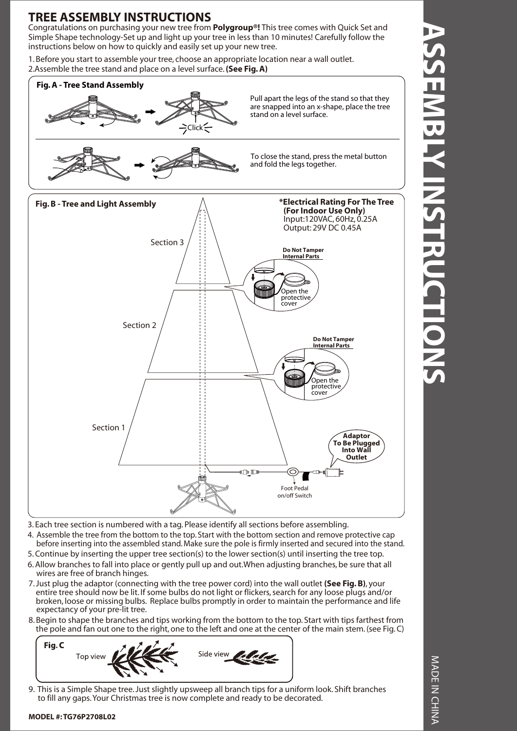# TREE ASSEMBLY INSTRUCTIONS

Congratulations on purchasing your new tree from **Polygroup®!** This tree comes with Quick Set and Simple Shape technology-Set up and light up your tree in less than 10 minutes! Carefully follow the instructions below on how to quickly and easily set up your new tree.

1. Before you start to assemble your tree, choose an appropriate location near a wall outlet.
2. Assemble the tree stand and place on a level surface. **(See Fig. A)**

**Fig. A - Tree Stand Assembly**

Click

Pull apart the legs of the stand so that they are snapped into an x-shape, place the tree stand on a level surface.

To close the stand, press the metal button and fold the legs together.

**Fig. B - Tree and Light Assembly**

***Electrical Rating For The Tree (For Indoor Use Only)**
Input:120VAC, 60Hz, 0.25A
Output: 29V DC 0.45A

Section 3

Section 2

Section 1

**Do Not Tamper Internal Parts**

Open the protective cover

**Do Not Tamper Internal Parts**

Open the protective cover

**Adaptor To Be Plugged Into Wall Outlet**

Foot Pedal on/off Switch

3. Each tree section is numbered with a tag. Please identify all sections before assembling.
4. Assemble the tree from the bottom to the top. Start with the bottom section and remove protective cap before inserting into the assembled stand. Make sure the pole is firmly inserted and secured into the stand.
5. Continue by inserting the upper tree section(s) to the lower section(s) until inserting the tree top.
6. Allow branches to fall into place or gently pull up and out. When adjusting branches, be sure that all wires are free of branch hinges.
7. Just plug the adaptor (connecting with the tree power cord) into the wall outlet **(See Fig. B)**, your entire tree should now be lit. If some bulbs do not light or flickers, search for any loose plugs and/or broken, loose or missing bulbs. Replace bulbs promptly in order to maintain the performance and life expectancy of your pre-lit tree.
8. Begin to shape the branches and tips working from the bottom to the top. Start with tips farthest from the pole and fan out one to the right, one to the left and one at the center of the main stem. (see Fig. C)

**Fig. C**

Top view

Side view

9. This is a Simple Shape tree. Just slightly upsweep all branch tips for a uniform look. Shift branches to fill any gaps. Your Christmas tree is now complete and ready to be decorated.

**MODEL #: TG76P2708L02**

ASSEMBLY INSTRUCTIONS

MADE IN CHINA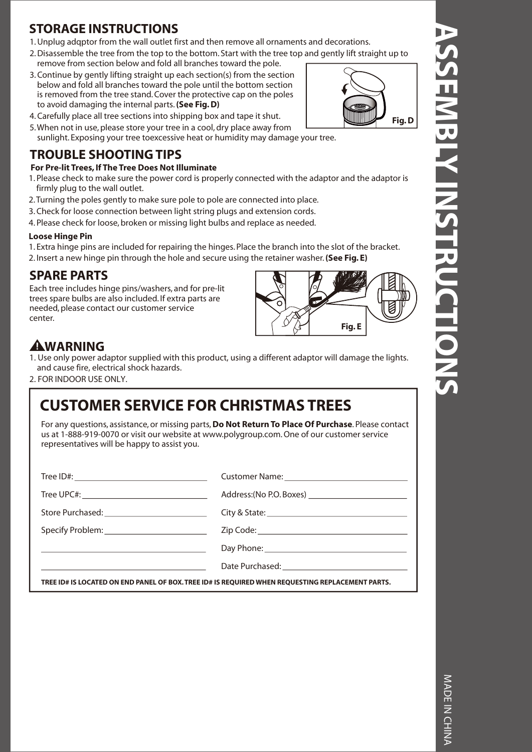## STORAGE INSTRUCTIONS

1. Unplug adqptor from the wall outlet first and then remove all ornaments and decorations.
2. Disassemble the tree from the top to the bottom. Start with the tree top and gently lift straight up to remove from section below and fold all branches toward the pole.
3. Continue by gently lifting straight up each section(s) from the section below and fold all branches toward the pole until the bottom section is removed from the tree stand. Cover the protective cap on the poles to avoid damaging the internal parts. **(See Fig. D)**
4. Carefully place all tree sections into shipping box and tape it shut.
5. When not in use, please store your tree in a cool, dry place away from sunlight. Exposing your tree toexcessive heat or humidity may damage your tree.

Fig. D

## TROUBLE SHOOTING TIPS

**For Pre-lit Trees, If The Tree Does Not Illuminate**

1. Please check to make sure the power cord is properly connected with the adaptor and the adaptor is firmly plug to the wall outlet.
2. Turning the poles gently to make sure pole to pole are connected into place.
3. Check for loose connection between light string plugs and extension cords.
4. Please check for loose, broken or missing light bulbs and replace as needed.

**Loose Hinge Pin**

1. Extra hinge pins are included for repairing the hinges. Place the branch into the slot of the bracket.
2. Insert a new hinge pin through the hole and secure using the retainer washer. **(See Fig. E)**

## SPARE PARTS

Each tree includes hinge pins/washers, and for pre-lit trees spare bulbs are also included. If extra parts are needed, please contact our customer service center.

Fig. E

## WARNING

1. Use only power adaptor supplied with this product, using a different adaptor will damage the lights. and cause fire, electrical shock hazards.
2. FOR INDOOR USE ONLY.

## CUSTOMER SERVICE FOR CHRISTMAS TREES

For any questions, assistance, or missing parts, **Do Not Return To Place Of Purchase**. Please contact us at 1-888-919-0070 or visit our website at www.polygroup.com. One of our customer service representatives will be happy to assist you.

| | |
|---|---|
| Tree ID#: ______ | Customer Name: ______ |
| Tree UPC#: ______ | Address:(No P.O. Boxes) ______ |
| Store Purchased: ______ | City & State: ______ |
| Specify Problem: ______ | Zip Code: ______ |
| ______ | Day Phone: ______ |
| ______ | Date Purchased: ______ |

**TREE ID# IS LOCATED ON END PANEL OF BOX. TREE ID# IS REQUIRED WHEN REQUESTING REPLACEMENT PARTS.**

# ASSEMBLY INSTRUCTIONS

MADE IN CHINA